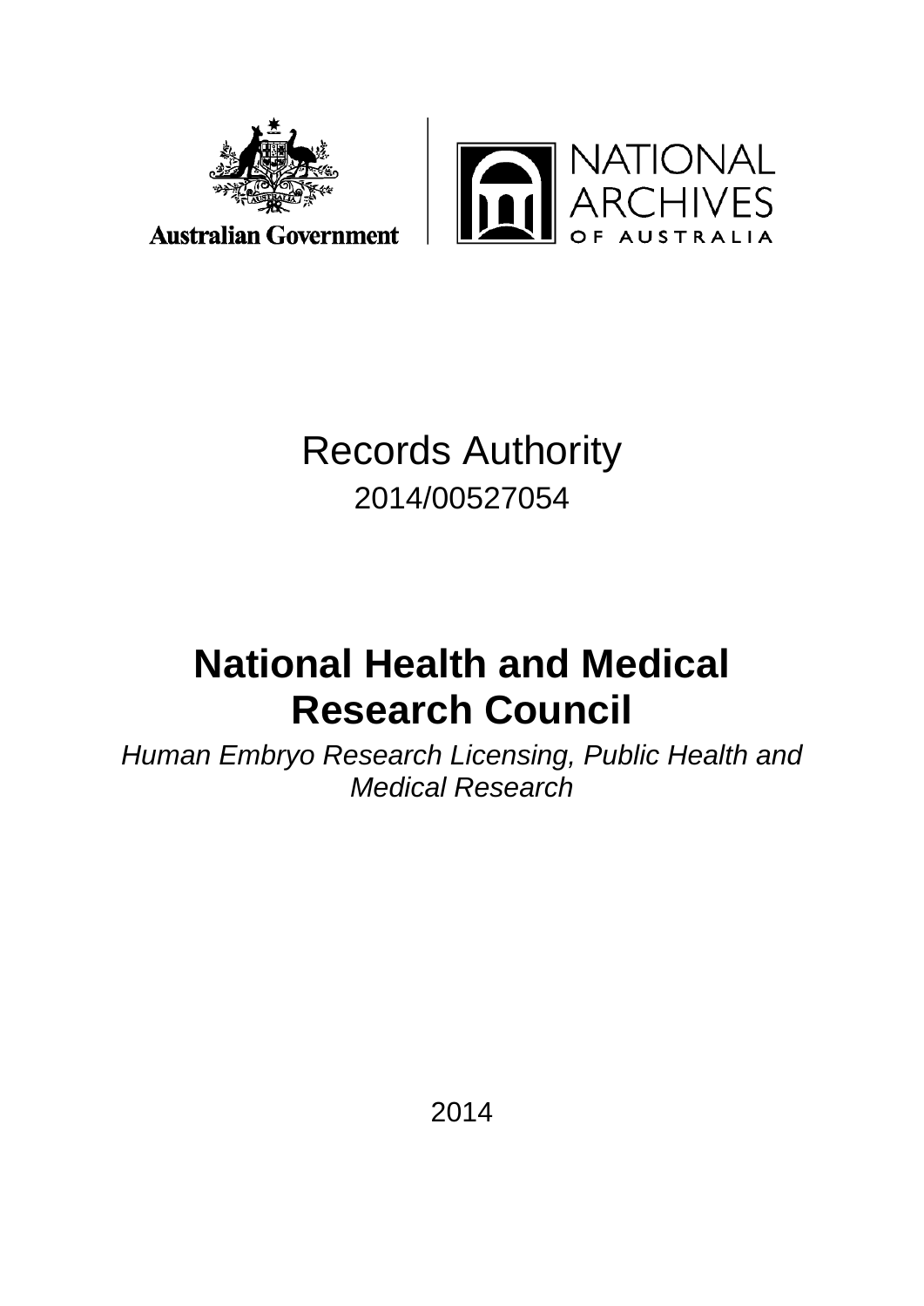Australian Government

NATIONAL ARCHIVES OF AUSTRALIA

# Records Authority

2014/00527054

# National Health and Medical Research Council

*Human Embryo Research Licensing, Public Health and Medical Research*

2014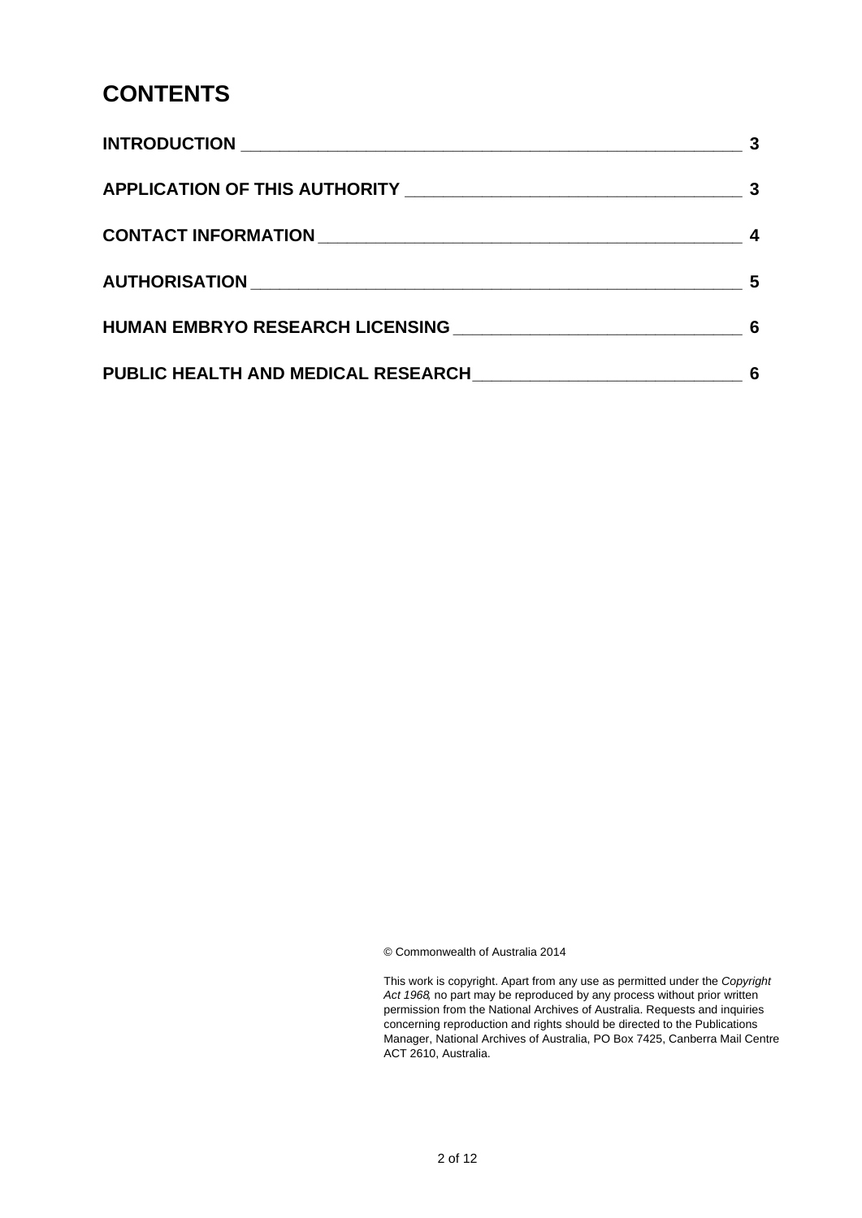# CONTENTS

| | |
|---|---|
| **INTRODUCTION** | **3** |
| **APPLICATION OF THIS AUTHORITY** | **3** |
| **CONTACT INFORMATION** | **4** |
| **AUTHORISATION** | **5** |
| **HUMAN EMBRYO RESEARCH LICENSING** | **6** |
| **PUBLIC HEALTH AND MEDICAL RESEARCH** | **6** |

© Commonwealth of Australia 2014

This work is copyright. Apart from any use as permitted under the *Copyright Act 1968*, no part may be reproduced by any process without prior written permission from the National Archives of Australia. Requests and inquiries concerning reproduction and rights should be directed to the Publications Manager, National Archives of Australia, PO Box 7425, Canberra Mail Centre ACT 2610, Australia.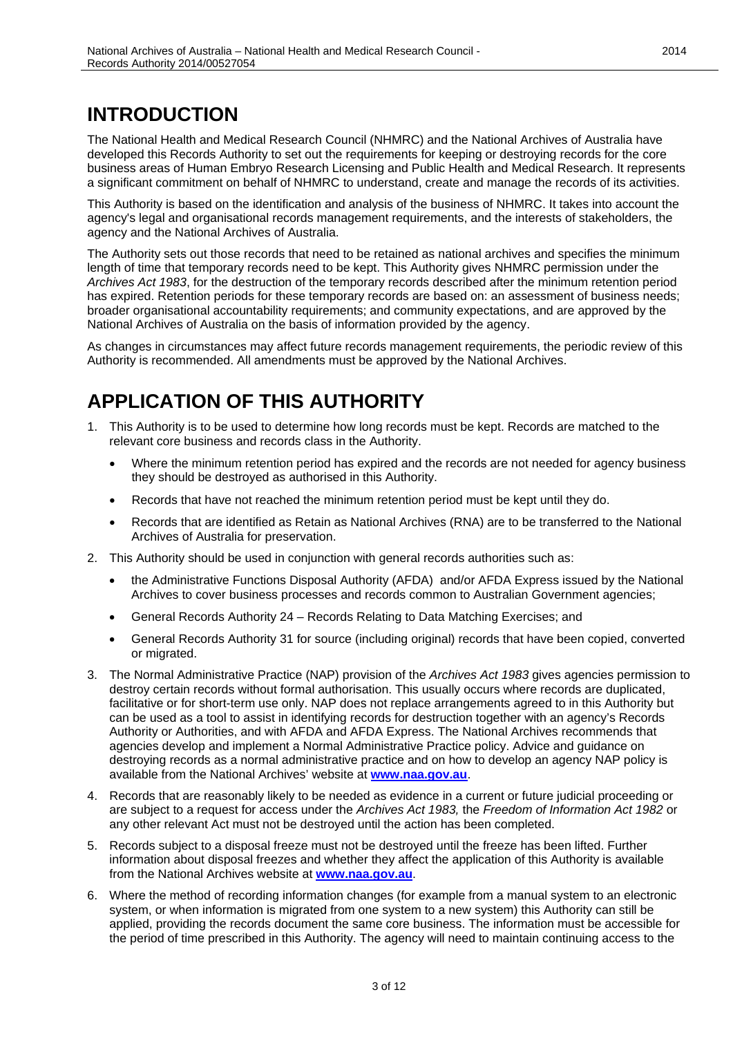# INTRODUCTION

The National Health and Medical Research Council (NHMRC) and the National Archives of Australia have developed this Records Authority to set out the requirements for keeping or destroying records for the core business areas of Human Embryo Research Licensing and Public Health and Medical Research. It represents a significant commitment on behalf of NHMRC to understand, create and manage the records of its activities.

This Authority is based on the identification and analysis of the business of NHMRC. It takes into account the agency's legal and organisational records management requirements, and the interests of stakeholders, the agency and the National Archives of Australia.

The Authority sets out those records that need to be retained as national archives and specifies the minimum length of time that temporary records need to be kept. This Authority gives NHMRC permission under the *Archives Act 1983*, for the destruction of the temporary records described after the minimum retention period has expired. Retention periods for these temporary records are based on: an assessment of business needs; broader organisational accountability requirements; and community expectations, and are approved by the National Archives of Australia on the basis of information provided by the agency.

As changes in circumstances may affect future records management requirements, the periodic review of this Authority is recommended. All amendments must be approved by the National Archives.

# APPLICATION OF THIS AUTHORITY

1. This Authority is to be used to determine how long records must be kept. Records are matched to the relevant core business and records class in the Authority.
   - Where the minimum retention period has expired and the records are not needed for agency business they should be destroyed as authorised in this Authority.
   - Records that have not reached the minimum retention period must be kept until they do.
   - Records that are identified as Retain as National Archives (RNA) are to be transferred to the National Archives of Australia for preservation.
2. This Authority should be used in conjunction with general records authorities such as:
   - the Administrative Functions Disposal Authority (AFDA) and/or AFDA Express issued by the National Archives to cover business processes and records common to Australian Government agencies;
   - General Records Authority 24 – Records Relating to Data Matching Exercises; and
   - General Records Authority 31 for source (including original) records that have been copied, converted or migrated.
3. The Normal Administrative Practice (NAP) provision of the *Archives Act 1983* gives agencies permission to destroy certain records without formal authorisation. This usually occurs where records are duplicated, facilitative or for short-term use only. NAP does not replace arrangements agreed to in this Authority but can be used as a tool to assist in identifying records for destruction together with an agency's Records Authority or Authorities, and with AFDA and AFDA Express. The National Archives recommends that agencies develop and implement a Normal Administrative Practice policy. Advice and guidance on destroying records as a normal administrative practice and on how to develop an agency NAP policy is available from the National Archives' website at **www.naa.gov.au**.
4. Records that are reasonably likely to be needed as evidence in a current or future judicial proceeding or are subject to a request for access under the *Archives Act 1983,* the *Freedom of Information Act 1982* or any other relevant Act must not be destroyed until the action has been completed.
5. Records subject to a disposal freeze must not be destroyed until the freeze has been lifted. Further information about disposal freezes and whether they affect the application of this Authority is available from the National Archives website at **www.naa.gov.au**.
6. Where the method of recording information changes (for example from a manual system to an electronic system, or when information is migrated from one system to a new system) this Authority can still be applied, providing the records document the same core business. The information must be accessible for the period of time prescribed in this Authority. The agency will need to maintain continuing access to the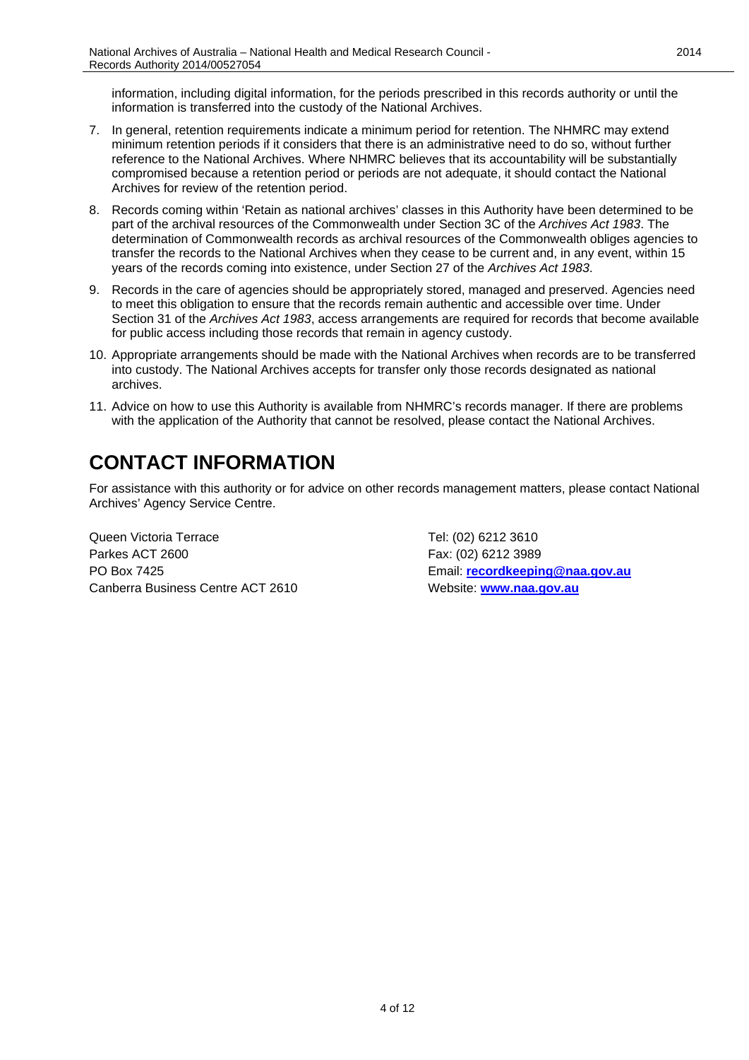information, including digital information, for the periods prescribed in this records authority or until the information is transferred into the custody of the National Archives.

7. In general, retention requirements indicate a minimum period for retention. The NHMRC may extend minimum retention periods if it considers that there is an administrative need to do so, without further reference to the National Archives. Where NHMRC believes that its accountability will be substantially compromised because a retention period or periods are not adequate, it should contact the National Archives for review of the retention period.
8. Records coming within 'Retain as national archives' classes in this Authority have been determined to be part of the archival resources of the Commonwealth under Section 3C of the *Archives Act 1983*. The determination of Commonwealth records as archival resources of the Commonwealth obliges agencies to transfer the records to the National Archives when they cease to be current and, in any event, within 15 years of the records coming into existence, under Section 27 of the *Archives Act 1983*.
9. Records in the care of agencies should be appropriately stored, managed and preserved. Agencies need to meet this obligation to ensure that the records remain authentic and accessible over time. Under Section 31 of the *Archives Act 1983*, access arrangements are required for records that become available for public access including those records that remain in agency custody.
10. Appropriate arrangements should be made with the National Archives when records are to be transferred into custody. The National Archives accepts for transfer only those records designated as national archives.
11. Advice on how to use this Authority is available from NHMRC's records manager. If there are problems with the application of the Authority that cannot be resolved, please contact the National Archives.

# CONTACT INFORMATION

For assistance with this authority or for advice on other records management matters, please contact National Archives' Agency Service Centre.

Queen Victoria Terrace
Parkes ACT 2600
PO Box 7425
Canberra Business Centre ACT 2610

Tel: (02) 6212 3610
Fax: (02) 6212 3989
Email: **recordkeeping@naa.gov.au**
Website: **www.naa.gov.au**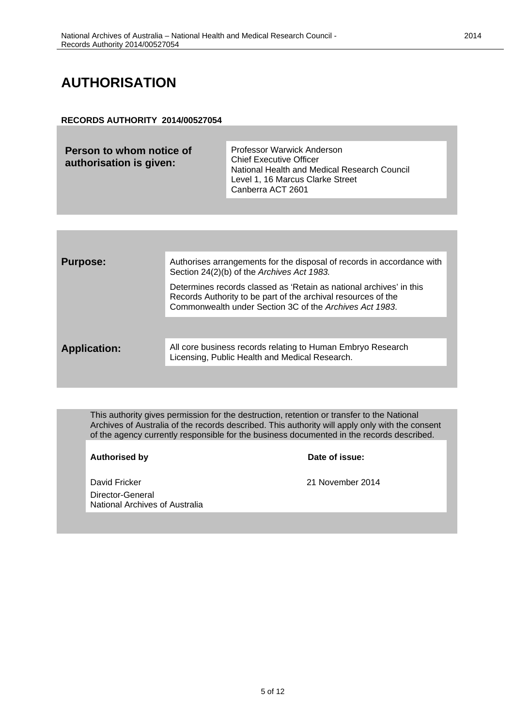# AUTHORISATION

**RECORDS AUTHORITY 2014/00527054**

| | |
|---|---|
| **Person to whom notice of authorisation is given:** | Professor Warwick Anderson<br>Chief Executive Officer<br>National Health and Medical Research Council<br>Level 1, 16 Marcus Clarke Street<br>Canberra ACT 2601 |

| | |
|---|---|
| **Purpose:** | Authorises arrangements for the disposal of records in accordance with Section 24(2)(b) of the *Archives Act 1983.*<br><br>Determines records classed as 'Retain as national archives' in this Records Authority to be part of the archival resources of the Commonwealth under Section 3C of the *Archives Act 1983*. |
| **Application:** | All core business records relating to Human Embryo Research Licensing, Public Health and Medical Research. |

This authority gives permission for the destruction, retention or transfer to the National Archives of Australia of the records described. This authority will apply only with the consent of the agency currently responsible for the business documented in the records described.

| **Authorised by** | **Date of issue:** |
|---|---|
| David Fricker<br>Director-General<br>National Archives of Australia | 21 November 2014 |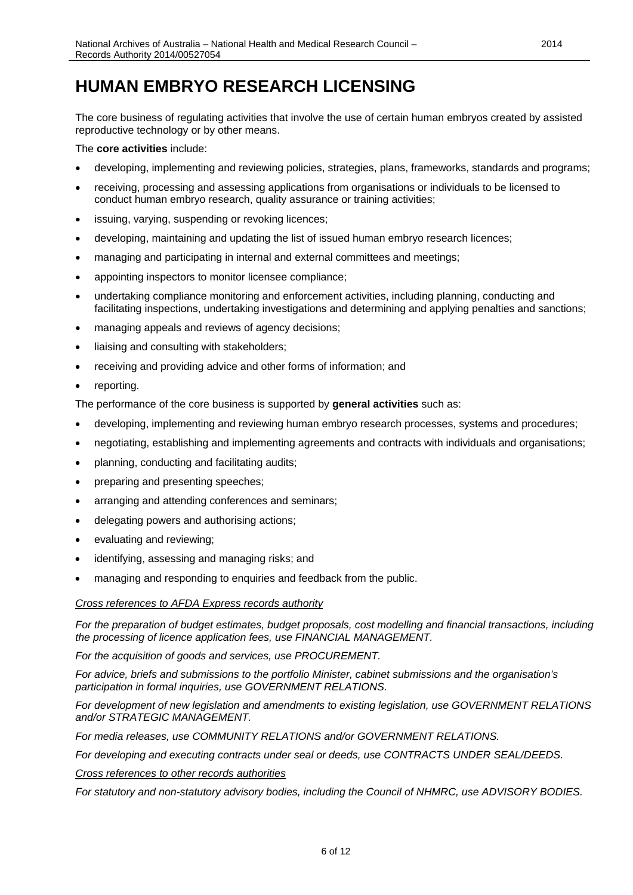# HUMAN EMBRYO RESEARCH LICENSING

The core business of regulating activities that involve the use of certain human embryos created by assisted reproductive technology or by other means.

The **core activities** include:

- developing, implementing and reviewing policies, strategies, plans, frameworks, standards and programs;
- receiving, processing and assessing applications from organisations or individuals to be licensed to conduct human embryo research, quality assurance or training activities;
- issuing, varying, suspending or revoking licences;
- developing, maintaining and updating the list of issued human embryo research licences;
- managing and participating in internal and external committees and meetings;
- appointing inspectors to monitor licensee compliance;
- undertaking compliance monitoring and enforcement activities, including planning, conducting and facilitating inspections, undertaking investigations and determining and applying penalties and sanctions;
- managing appeals and reviews of agency decisions;
- liaising and consulting with stakeholders;
- receiving and providing advice and other forms of information; and
- reporting.

The performance of the core business is supported by **general activities** such as:

- developing, implementing and reviewing human embryo research processes, systems and procedures;
- negotiating, establishing and implementing agreements and contracts with individuals and organisations;
- planning, conducting and facilitating audits;
- preparing and presenting speeches;
- arranging and attending conferences and seminars;
- delegating powers and authorising actions;
- evaluating and reviewing;
- identifying, assessing and managing risks; and
- managing and responding to enquiries and feedback from the public.

*<u>Cross references to AFDA Express records authority</u>*

*For the preparation of budget estimates, budget proposals, cost modelling and financial transactions, including the processing of licence application fees, use FINANCIAL MANAGEMENT.*

*For the acquisition of goods and services, use PROCUREMENT.*

*For advice, briefs and submissions to the portfolio Minister, cabinet submissions and the organisation's participation in formal inquiries, use GOVERNMENT RELATIONS.*

*For development of new legislation and amendments to existing legislation, use GOVERNMENT RELATIONS and/or STRATEGIC MANAGEMENT.*

*For media releases, use COMMUNITY RELATIONS and/or GOVERNMENT RELATIONS.*

*For developing and executing contracts under seal or deeds, use CONTRACTS UNDER SEAL/DEEDS.*

*<u>Cross references to other records authorities</u>*

*For statutory and non-statutory advisory bodies, including the Council of NHMRC, use ADVISORY BODIES.*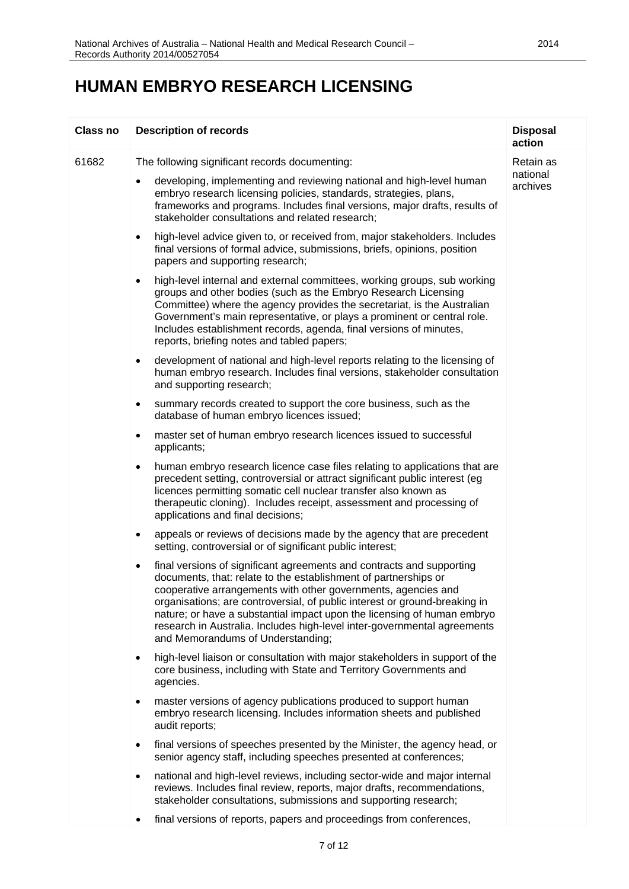# HUMAN EMBRYO RESEARCH LICENSING

| Class no | Description of records | Disposal action |
|---|---|---|
| 61682 | The following significant records documenting:<br>• developing, implementing and reviewing national and high-level human embryo research licensing policies, standards, strategies, plans, frameworks and programs. Includes final versions, major drafts, results of stakeholder consultations and related research;<br>• high-level advice given to, or received from, major stakeholders. Includes final versions of formal advice, submissions, briefs, opinions, position papers and supporting research;<br>• high-level internal and external committees, working groups, sub working groups and other bodies (such as the Embryo Research Licensing Committee) where the agency provides the secretariat, is the Australian Government's main representative, or plays a prominent or central role. Includes establishment records, agenda, final versions of minutes, reports, briefing notes and tabled papers;<br>• development of national and high-level reports relating to the licensing of human embryo research. Includes final versions, stakeholder consultation and supporting research;<br>• summary records created to support the core business, such as the database of human embryo licences issued;<br>• master set of human embryo research licences issued to successful applicants;<br>• human embryo research licence case files relating to applications that are precedent setting, controversial or attract significant public interest (eg licences permitting somatic cell nuclear transfer also known as therapeutic cloning). Includes receipt, assessment and processing of applications and final decisions;<br>• appeals or reviews of decisions made by the agency that are precedent setting, controversial or of significant public interest;<br>• final versions of significant agreements and contracts and supporting documents, that: relate to the establishment of partnerships or cooperative arrangements with other governments, agencies and organisations; are controversial, of public interest or ground-breaking in nature; or have a substantial impact upon the licensing of human embryo research in Australia. Includes high-level inter-governmental agreements and Memorandums of Understanding;<br>• high-level liaison or consultation with major stakeholders in support of the core business, including with State and Territory Governments and agencies.<br>• master versions of agency publications produced to support human embryo research licensing. Includes information sheets and published audit reports;<br>• final versions of speeches presented by the Minister, the agency head, or senior agency staff, including speeches presented at conferences;<br>• national and high-level reviews, including sector-wide and major internal reviews. Includes final review, reports, major drafts, recommendations, stakeholder consultations, submissions and supporting research;<br>• final versions of reports, papers and proceedings from conferences, | Retain as national archives |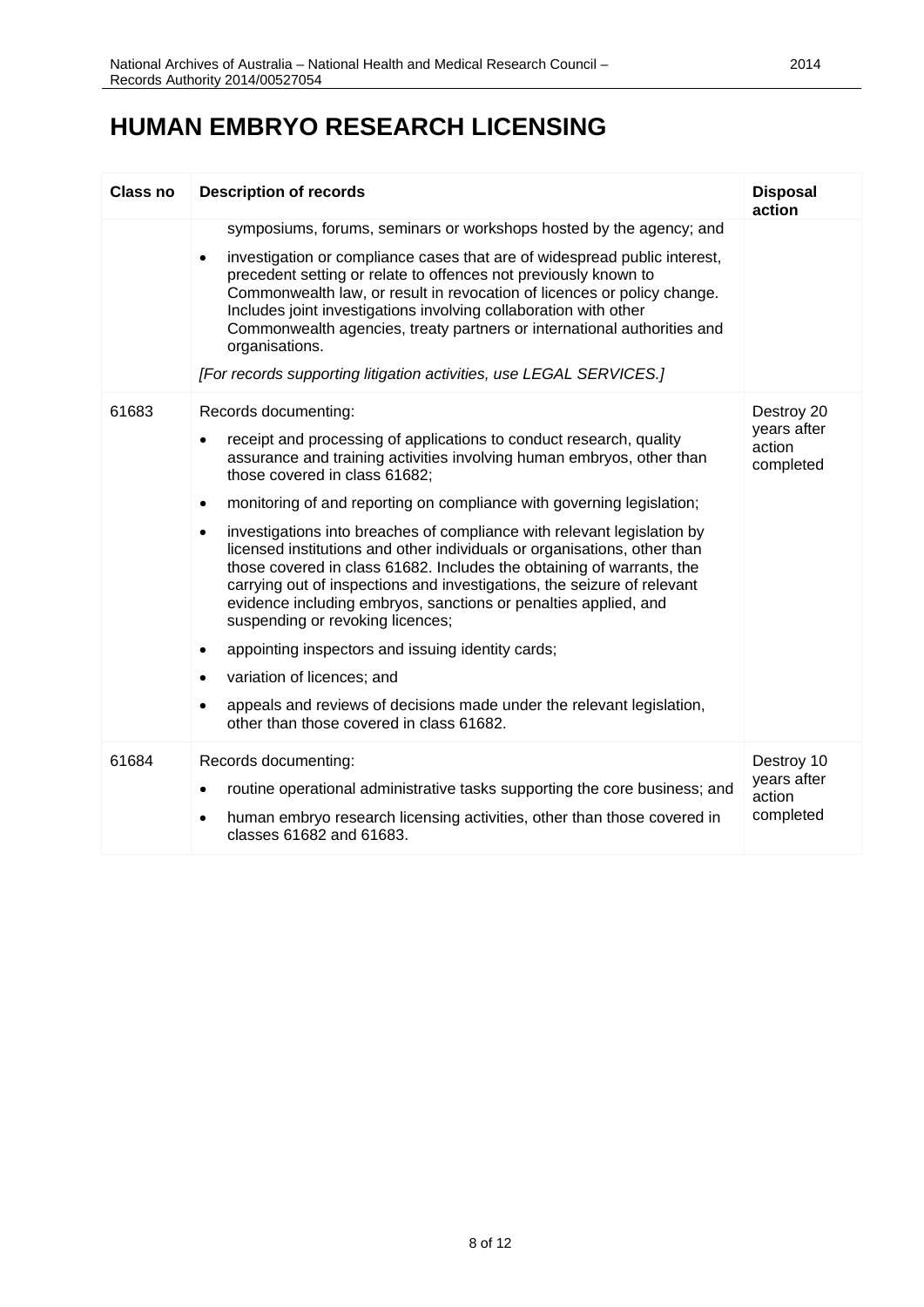# HUMAN EMBRYO RESEARCH LICENSING

| Class no | Description of records | Disposal action |
|---|---|---|
| | symposiums, forums, seminars or workshops hosted by the agency; and<br>• investigation or compliance cases that are of widespread public interest, precedent setting or relate to offences not previously known to Commonwealth law, or result in revocation of licences or policy change. Includes joint investigations involving collaboration with other Commonwealth agencies, treaty partners or international authorities and organisations.<br>*[For records supporting litigation activities, use LEGAL SERVICES.]* | |
| 61683 | Records documenting:<br>• receipt and processing of applications to conduct research, quality assurance and training activities involving human embryos, other than those covered in class 61682;<br>• monitoring of and reporting on compliance with governing legislation;<br>• investigations into breaches of compliance with relevant legislation by licensed institutions and other individuals or organisations, other than those covered in class 61682. Includes the obtaining of warrants, the carrying out of inspections and investigations, the seizure of relevant evidence including embryos, sanctions or penalties applied, and suspending or revoking licences;<br>• appointing inspectors and issuing identity cards;<br>• variation of licences; and<br>• appeals and reviews of decisions made under the relevant legislation, other than those covered in class 61682. | Destroy 20 years after action completed |
| 61684 | Records documenting:<br>• routine operational administrative tasks supporting the core business; and<br>• human embryo research licensing activities, other than those covered in classes 61682 and 61683. | Destroy 10 years after action completed |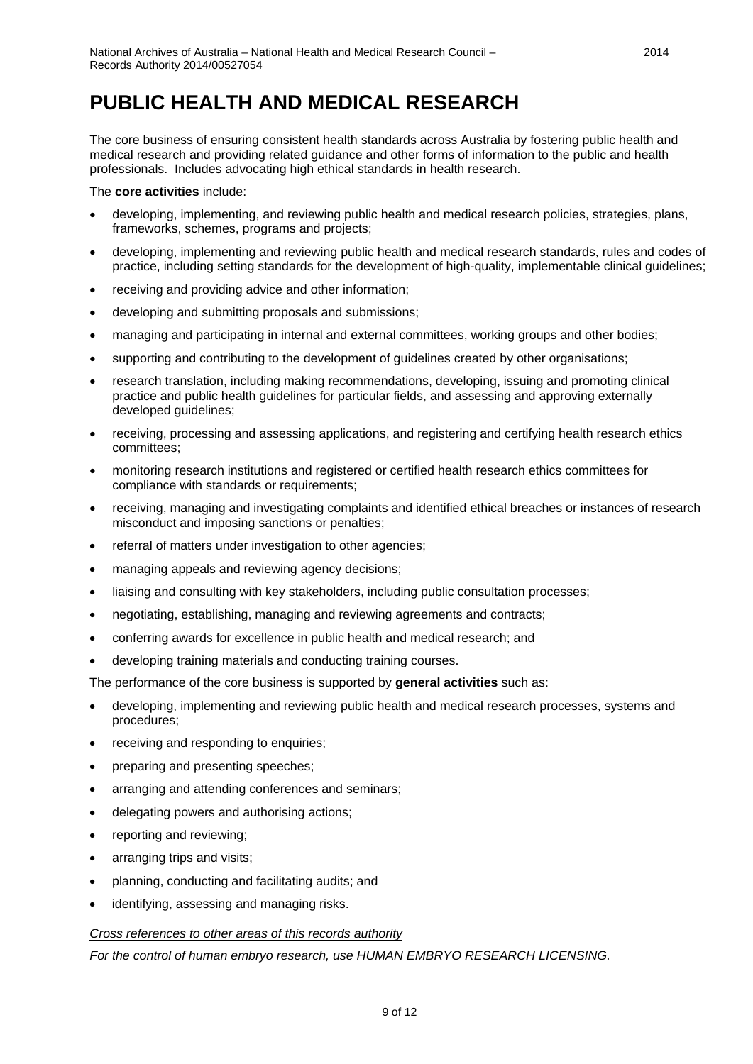# PUBLIC HEALTH AND MEDICAL RESEARCH

The core business of ensuring consistent health standards across Australia by fostering public health and medical research and providing related guidance and other forms of information to the public and health professionals. Includes advocating high ethical standards in health research.

The **core activities** include:

- developing, implementing, and reviewing public health and medical research policies, strategies, plans, frameworks, schemes, programs and projects;
- developing, implementing and reviewing public health and medical research standards, rules and codes of practice, including setting standards for the development of high-quality, implementable clinical guidelines;
- receiving and providing advice and other information;
- developing and submitting proposals and submissions;
- managing and participating in internal and external committees, working groups and other bodies;
- supporting and contributing to the development of guidelines created by other organisations;
- research translation, including making recommendations, developing, issuing and promoting clinical practice and public health guidelines for particular fields, and assessing and approving externally developed guidelines;
- receiving, processing and assessing applications, and registering and certifying health research ethics committees;
- monitoring research institutions and registered or certified health research ethics committees for compliance with standards or requirements;
- receiving, managing and investigating complaints and identified ethical breaches or instances of research misconduct and imposing sanctions or penalties;
- referral of matters under investigation to other agencies;
- managing appeals and reviewing agency decisions;
- liaising and consulting with key stakeholders, including public consultation processes;
- negotiating, establishing, managing and reviewing agreements and contracts;
- conferring awards for excellence in public health and medical research; and
- developing training materials and conducting training courses.

The performance of the core business is supported by **general activities** such as:

- developing, implementing and reviewing public health and medical research processes, systems and procedures;
- receiving and responding to enquiries;
- preparing and presenting speeches;
- arranging and attending conferences and seminars;
- delegating powers and authorising actions;
- reporting and reviewing;
- arranging trips and visits;
- planning, conducting and facilitating audits; and
- identifying, assessing and managing risks.

*Cross references to other areas of this records authority*

*For the control of human embryo research, use HUMAN EMBRYO RESEARCH LICENSING.*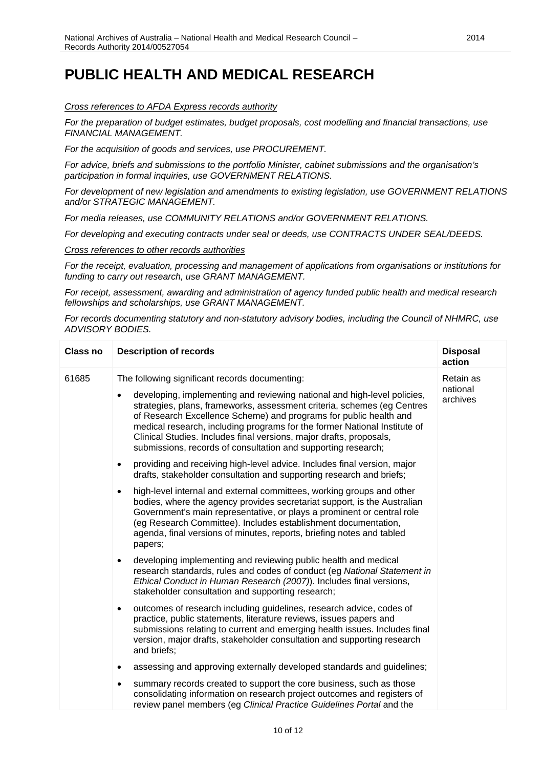# PUBLIC HEALTH AND MEDICAL RESEARCH

*<u>Cross references to AFDA Express records authority</u>*

*For the preparation of budget estimates, budget proposals, cost modelling and financial transactions, use FINANCIAL MANAGEMENT.*

*For the acquisition of goods and services, use PROCUREMENT.*

*For advice, briefs and submissions to the portfolio Minister, cabinet submissions and the organisation's participation in formal inquiries, use GOVERNMENT RELATIONS.*

*For development of new legislation and amendments to existing legislation, use GOVERNMENT RELATIONS and/or STRATEGIC MANAGEMENT.*

*For media releases, use COMMUNITY RELATIONS and/or GOVERNMENT RELATIONS.*

*For developing and executing contracts under seal or deeds, use CONTRACTS UNDER SEAL/DEEDS.*

*<u>Cross references to other records authorities</u>*

*For the receipt, evaluation, processing and management of applications from organisations or institutions for funding to carry out research, use GRANT MANAGEMENT.*

*For receipt, assessment, awarding and administration of agency funded public health and medical research fellowships and scholarships, use GRANT MANAGEMENT.*

*For records documenting statutory and non-statutory advisory bodies, including the Council of NHMRC, use ADVISORY BODIES.*

| Class no | Description of records | Disposal action |
|---|---|---|
| 61685 | The following significant records documenting:<br>• developing, implementing and reviewing national and high-level policies, strategies, plans, frameworks, assessment criteria, schemes (eg Centres of Research Excellence Scheme) and programs for public health and medical research, including programs for the former National Institute of Clinical Studies. Includes final versions, major drafts, proposals, submissions, records of consultation and supporting research;<br>• providing and receiving high-level advice. Includes final version, major drafts, stakeholder consultation and supporting research and briefs;<br>• high-level internal and external committees, working groups and other bodies, where the agency provides secretariat support, is the Australian Government's main representative, or plays a prominent or central role (eg Research Committee). Includes establishment documentation, agenda, final versions of minutes, reports, briefing notes and tabled papers;<br>• developing implementing and reviewing public health and medical research standards, rules and codes of conduct (eg *National Statement in Ethical Conduct in Human Research (2007)*). Includes final versions, stakeholder consultation and supporting research;<br>• outcomes of research including guidelines, research advice, codes of practice, public statements, literature reviews, issues papers and submissions relating to current and emerging health issues. Includes final version, major drafts, stakeholder consultation and supporting research and briefs;<br>• assessing and approving externally developed standards and guidelines;<br>• summary records created to support the core business, such as those consolidating information on research project outcomes and registers of review panel members (eg *Clinical Practice Guidelines Portal* and the | Retain as national archives |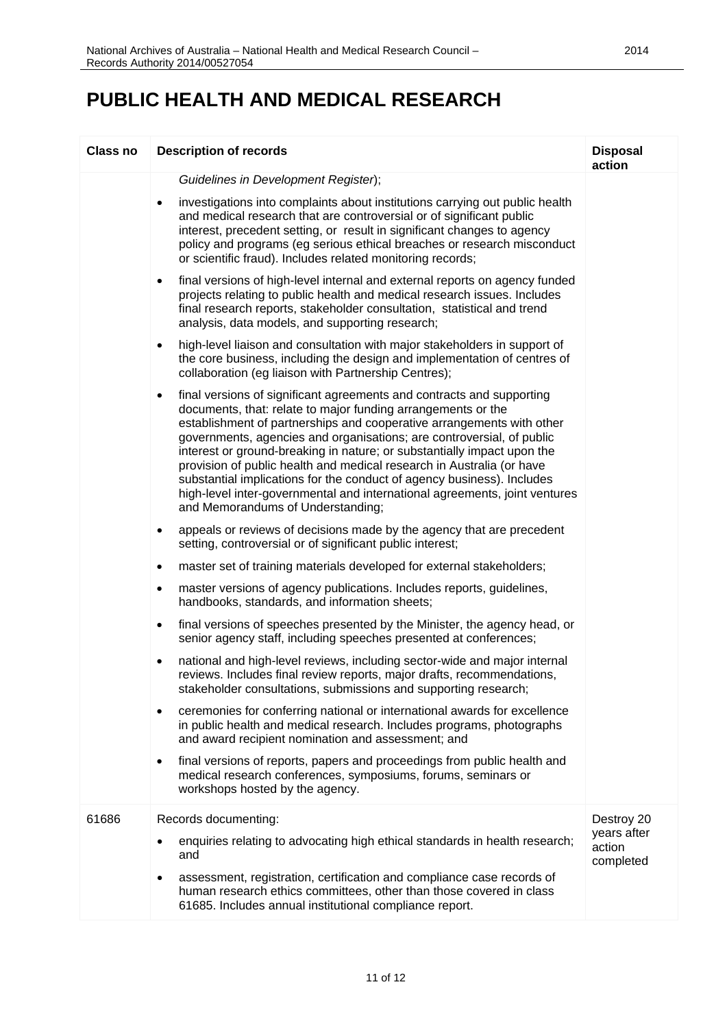# PUBLIC HEALTH AND MEDICAL RESEARCH

| Class no | Description of records | Disposal action |
|---|---|---|
| | *Guidelines in Development Register*);<br>• investigations into complaints about institutions carrying out public health and medical research that are controversial or of significant public interest, precedent setting, or result in significant changes to agency policy and programs (eg serious ethical breaches or research misconduct or scientific fraud). Includes related monitoring records;<br>• final versions of high-level internal and external reports on agency funded projects relating to public health and medical research issues. Includes final research reports, stakeholder consultation, statistical and trend analysis, data models, and supporting research;<br>• high-level liaison and consultation with major stakeholders in support of the core business, including the design and implementation of centres of collaboration (eg liaison with Partnership Centres);<br>• final versions of significant agreements and contracts and supporting documents, that: relate to major funding arrangements or the establishment of partnerships and cooperative arrangements with other governments, agencies and organisations; are controversial, of public interest or ground-breaking in nature; or substantially impact upon the provision of public health and medical research in Australia (or have substantial implications for the conduct of agency business). Includes high-level inter-governmental and international agreements, joint ventures and Memorandums of Understanding;<br>• appeals or reviews of decisions made by the agency that are precedent setting, controversial or of significant public interest;<br>• master set of training materials developed for external stakeholders;<br>• master versions of agency publications. Includes reports, guidelines, handbooks, standards, and information sheets;<br>• final versions of speeches presented by the Minister, the agency head, or senior agency staff, including speeches presented at conferences;<br>• national and high-level reviews, including sector-wide and major internal reviews. Includes final review reports, major drafts, recommendations, stakeholder consultations, submissions and supporting research;<br>• ceremonies for conferring national or international awards for excellence in public health and medical research. Includes programs, photographs and award recipient nomination and assessment; and<br>• final versions of reports, papers and proceedings from public health and medical research conferences, symposiums, forums, seminars or workshops hosted by the agency. | |
| 61686 | Records documenting:<br>• enquiries relating to advocating high ethical standards in health research; and<br>• assessment, registration, certification and compliance case records of human research ethics committees, other than those covered in class 61685. Includes annual institutional compliance report. | Destroy 20 years after action completed |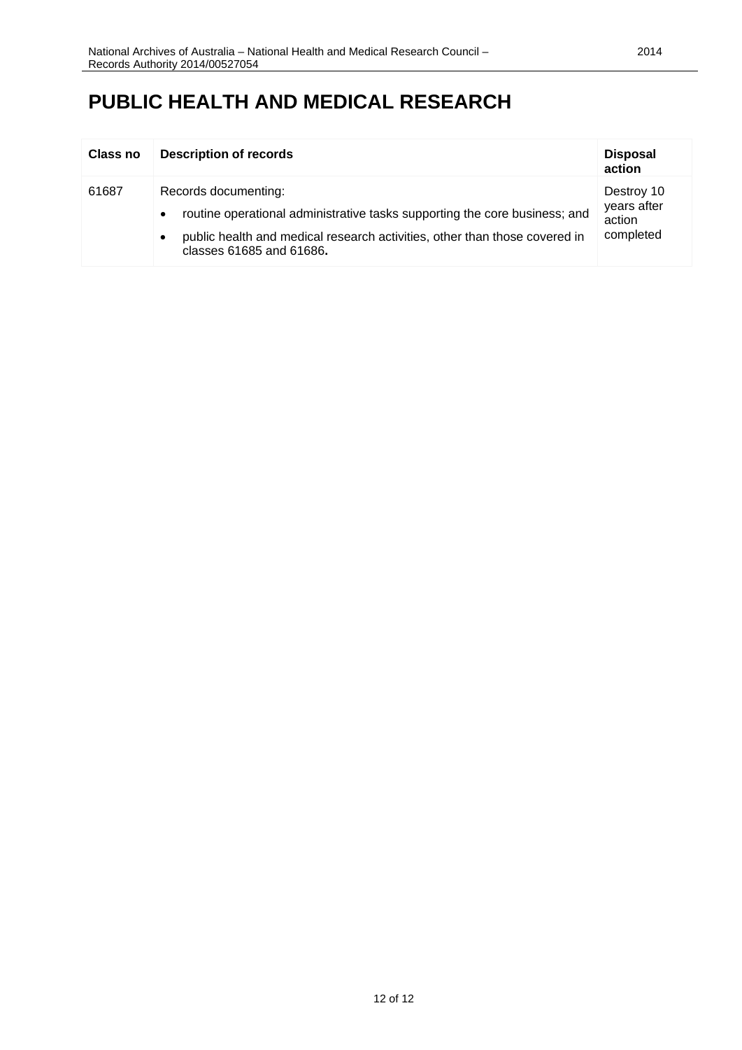# PUBLIC HEALTH AND MEDICAL RESEARCH

| Class no | Description of records | Disposal action |
| --- | --- | --- |
| 61687 | Records documenting:<br>• routine operational administrative tasks supporting the core business; and<br>• public health and medical research activities, other than those covered in classes 61685 and 61686**.** | Destroy 10 years after action completed |